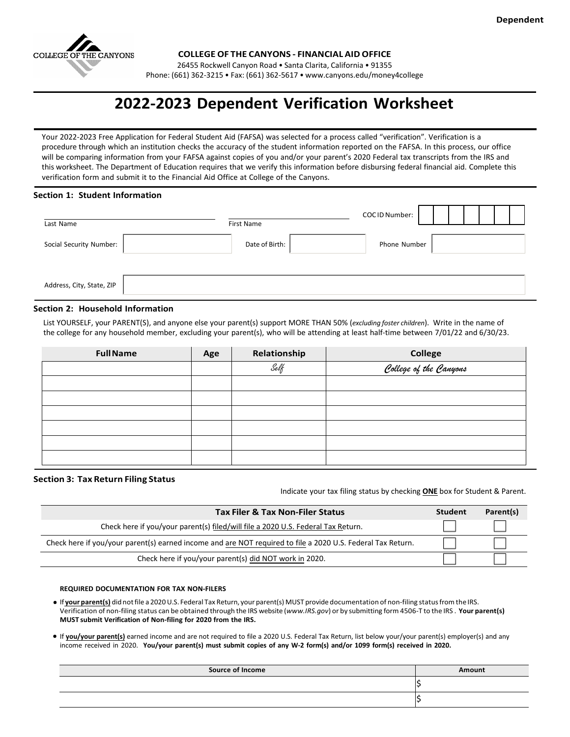**Dependent**

**COLLEGE OF THE CANYONS - FINANCIAL AID OFFICE**
26455 Rockwell Canyon Road • Santa Clarita, California • 91355
Phone: (661) 362-3215 • Fax: (661) 362-5617 • www.canyons.edu/money4college

# 2022-2023 Dependent Verification Worksheet

Your 2022-2023 Free Application for Federal Student Aid (FAFSA) was selected for a process called "verification". Verification is a procedure through which an institution checks the accuracy of the student information reported on the FAFSA. In this process, our office will be comparing information from your FAFSA against copies of you and/or your parent's 2020 Federal tax transcripts from the IRS and this worksheet. The Department of Education requires that we verify this information before disbursing federal financial aid. Complete this verification form and submit it to the Financial Aid Office at College of the Canyons.

## Section 1: Student Information

Last Name ____________________ First Name ____________________ COC ID Number: ________

Social Security Number: ________ Date of Birth: ________ Phone Number ________

Address, City, State, ZIP ____________________

## Section 2: Household Information

List YOURSELF, your PARENT(S), and anyone else your parent(s) support MORE THAN 50% (*excluding foster children*). Write in the name of the college for any household member, excluding your parent(s), who will be attending at least half-time between 7/01/22 and 6/30/23.

| Full Name | Age | Relationship | College |
|---|---|---|---|
| | | *Self* | *College of the Canyons* |
| | | | |
| | | | |
| | | | |
| | | | |
| | | | |
| | | | |

## Section 3: Tax Return Filing Status

Indicate your tax filing status by checking **ONE** box for Student & Parent.

| Tax Filer & Tax Non-Filer Status | Student | Parent(s) |
|---|---|---|
| Check here if you/your parent(s) filed/will file a 2020 U.S. Federal Tax Return. | ☐ | ☐ |
| Check here if you/your parent(s) earned income and are NOT required to file a 2020 U.S. Federal Tax Return. | ☐ | ☐ |
| Check here if you/your parent(s) did NOT work in 2020. | ☐ | ☐ |

**REQUIRED DOCUMENTATION FOR TAX NON-FILERS**

- If **your parent(s)** did not file a 2020 U.S. Federal Tax Return, your parent(s) MUST provide documentation of non-filing status from the IRS. Verification of non-filing status can be obtained through the IRS website (*www.IRS.gov*) or by submitting form 4506-T to the IRS . **Your parent(s) MUST submit Verification of Non-filing for 2020 from the IRS.**
- If **you/your parent(s)** earned income and are not required to file a 2020 U.S. Federal Tax Return, list below your/your parent(s) employer(s) and any income received in 2020. **You/your parent(s) must submit copies of any W-2 form(s) and/or 1099 form(s) received in 2020.**

| Source of Income | Amount |
|---|---|
| | $ |
| | $ |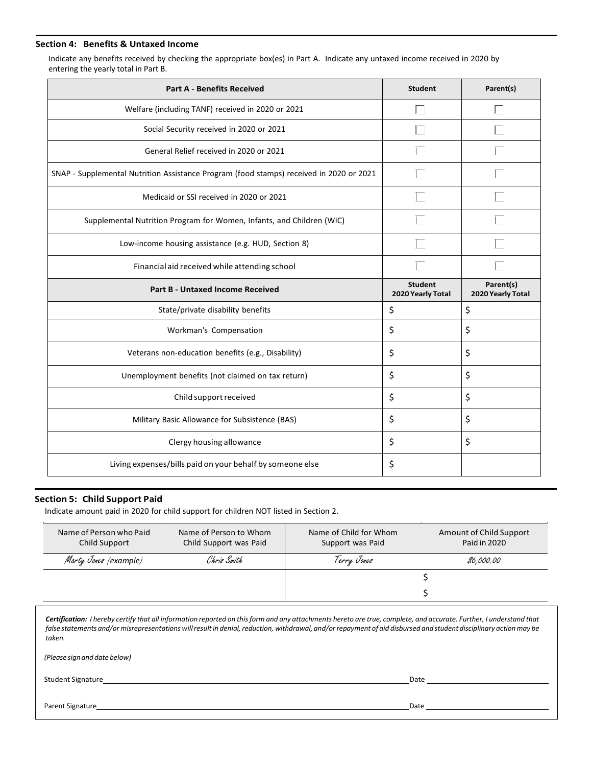### Section 4: Benefits & Untaxed Income

Indicate any benefits received by checking the appropriate box(es) in Part A. Indicate any untaxed income received in 2020 by entering the yearly total in Part B.

| Part A - Benefits Received | Student | Parent(s) |
|---|---|---|
| Welfare (including TANF) received in 2020 or 2021 | ☐ | ☐ |
| Social Security received in 2020 or 2021 | ☐ | ☐ |
| General Relief received in 2020 or 2021 | ☐ | ☐ |
| SNAP - Supplemental Nutrition Assistance Program (food stamps) received in 2020 or 2021 | ☐ | ☐ |
| Medicaid or SSI received in 2020 or 2021 | ☐ | ☐ |
| Supplemental Nutrition Program for Women, Infants, and Children (WIC) | ☐ | ☐ |
| Low-income housing assistance (e.g. HUD, Section 8) | ☐ | ☐ |
| Financial aid received while attending school | ☐ | ☐ |
| **Part B - Untaxed Income Received** | **Student 2020 Yearly Total** | **Parent(s) 2020 Yearly Total** |
| State/private disability benefits | $ | $ |
| Workman's Compensation | $ | $ |
| Veterans non-education benefits (e.g., Disability) | $ | $ |
| Unemployment benefits (not claimed on tax return) | $ | $ |
| Child support received | $ | $ |
| Military Basic Allowance for Subsistence (BAS) | $ | $ |
| Clergy housing allowance | $ | $ |
| Living expenses/bills paid on your behalf by someone else | $ | |

### Section 5: Child Support Paid

Indicate amount paid in 2020 for child support for children NOT listed in Section 2.

| Name of Person who Paid Child Support | Name of Person to Whom Child Support was Paid | Name of Child for Whom Support was Paid | Amount of Child Support Paid in 2020 |
|---|---|---|---|
| Marty Jones (example) | Chris Smith | Terry Jones | $6,000.00 |
| | | | $ |
| | | | $ |

***Certification:*** *I hereby certify that all information reported on this form and any attachments hereto are true, complete, and accurate. Further, I understand that false statements and/or misrepresentations will result in denial, reduction, withdrawal, and/or repayment of aid disbursed and student disciplinary action may be taken.*

*(Please sign and date below)*

Student Signature\_\_\_\_\_\_\_\_\_\_\_\_\_\_\_\_\_\_\_\_\_\_\_\_\_\_\_\_\_\_\_\_ Date \_\_\_\_\_\_\_\_\_\_\_\_\_\_\_\_

Parent Signature\_\_\_\_\_\_\_\_\_\_\_\_\_\_\_\_\_\_\_\_\_\_\_\_\_\_\_\_\_\_\_\_ Date \_\_\_\_\_\_\_\_\_\_\_\_\_\_\_\_